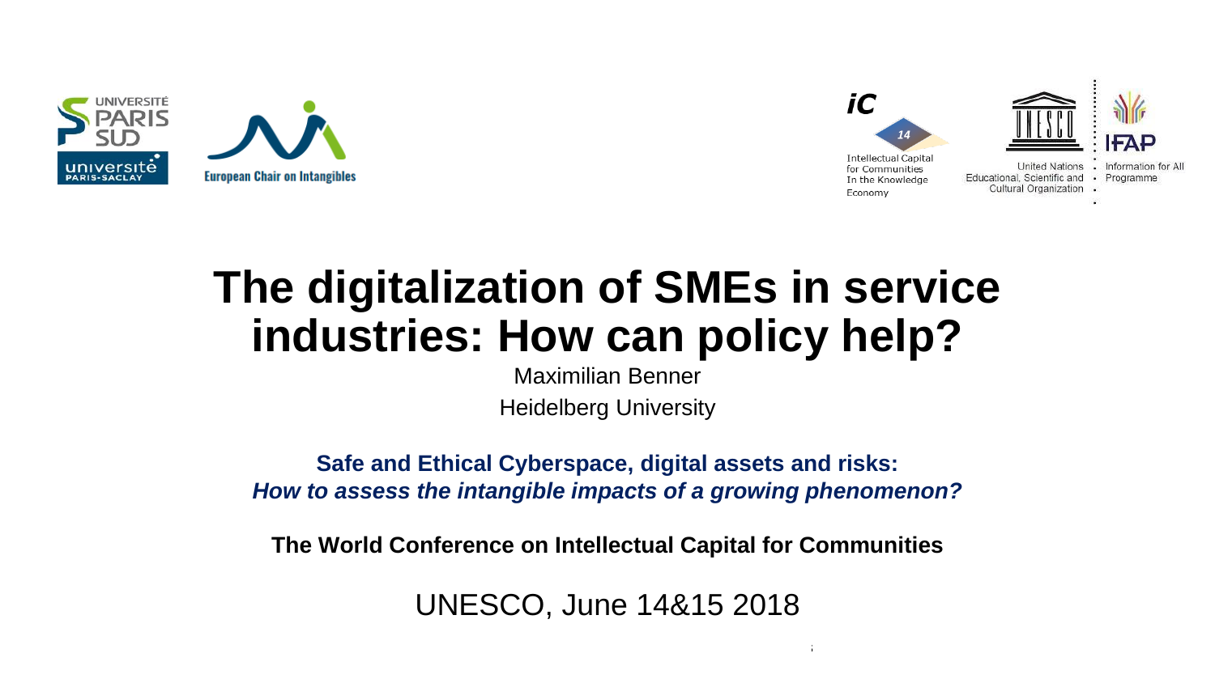# The digitalization of SMEs in service industries: How can policy help?

Maximilian Benner

Heidelberg University

**Safe and Ethical Cyberspace, digital assets and risks:**
***How to assess the intangible impacts of a growing phenomenon?***

**The World Conference on Intellectual Capital for Communities**

UNESCO, June 14&15 2018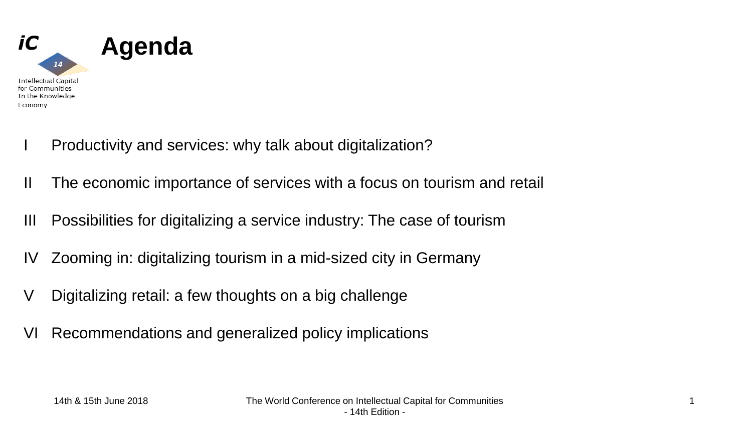# Agenda

I Productivity and services: why talk about digitalization?

II The economic importance of services with a focus on tourism and retail

III Possibilities for digitalizing a service industry: The case of tourism

IV Zooming in: digitalizing tourism in a mid-sized city in Germany

V Digitalizing retail: a few thoughts on a big challenge

VI Recommendations and generalized policy implications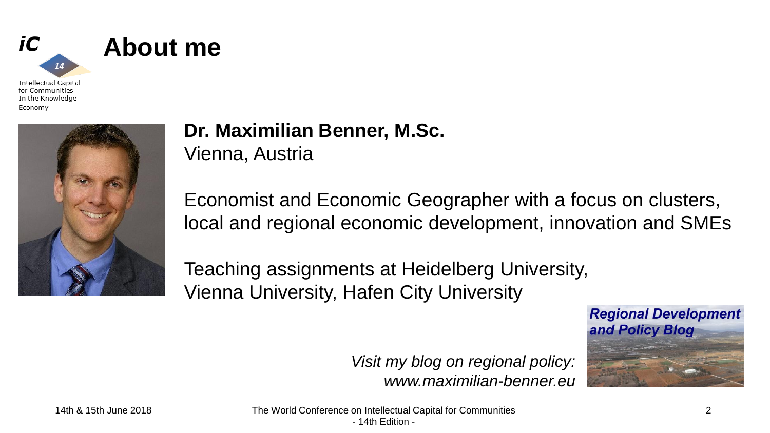# About me

**Dr. Maximilian Benner, M.Sc.**
Vienna, Austria

Economist and Economic Geographer with a focus on clusters, local and regional economic development, innovation and SMEs

Teaching assignments at Heidelberg University, Vienna University, Hafen City University

*Visit my blog on regional policy: www.maximilian-benner.eu*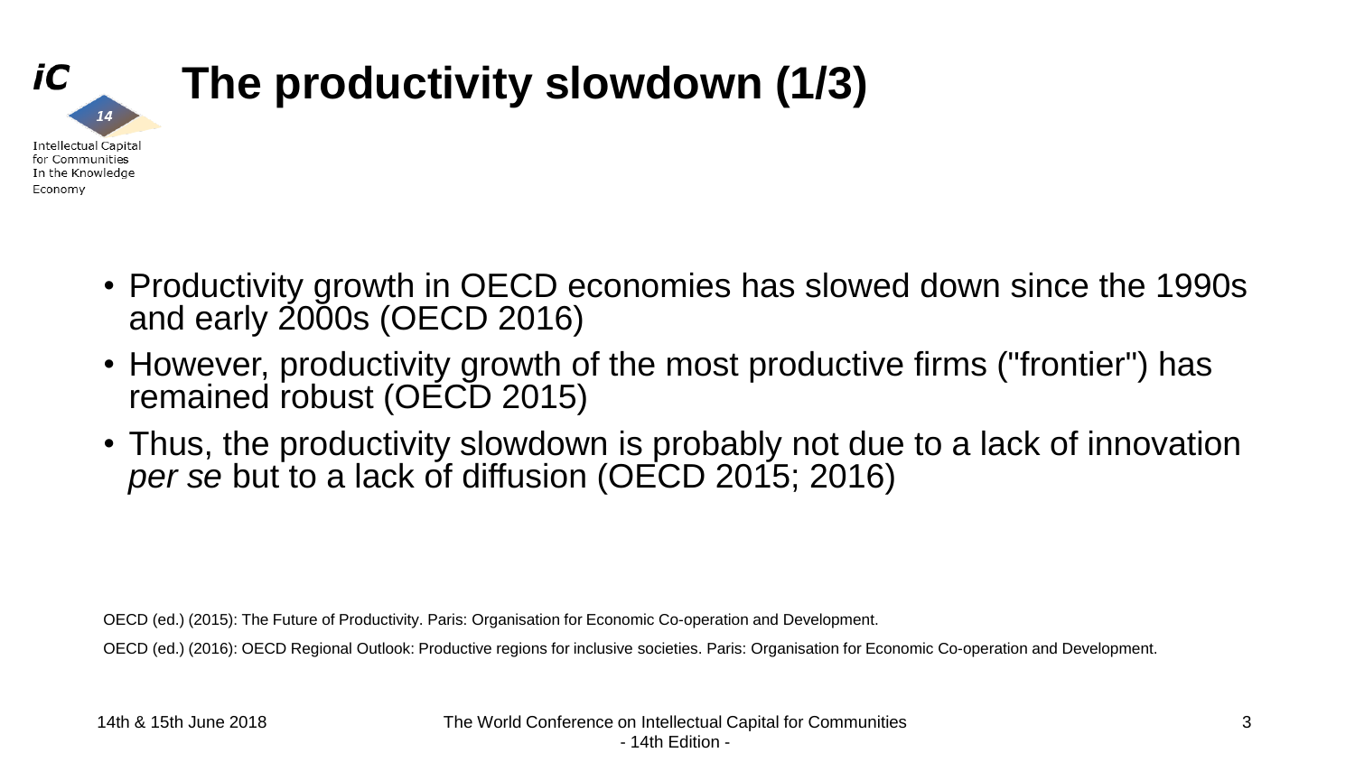# The productivity slowdown (1/3)

- Productivity growth in OECD economies has slowed down since the 1990s and early 2000s (OECD 2016)
- However, productivity growth of the most productive firms ("frontier") has remained robust (OECD 2015)
- Thus, the productivity slowdown is probably not due to a lack of innovation *per se* but to a lack of diffusion (OECD 2015; 2016)

OECD (ed.) (2015): The Future of Productivity. Paris: Organisation for Economic Co-operation and Development.

OECD (ed.) (2016): OECD Regional Outlook: Productive regions for inclusive societies. Paris: Organisation for Economic Co-operation and Development.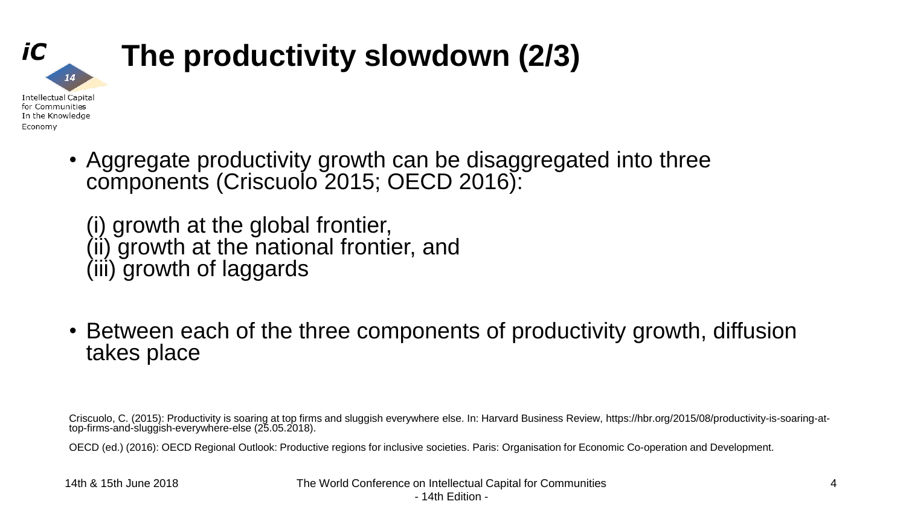# The productivity slowdown (2/3)

- Aggregate productivity growth can be disaggregated into three components (Criscuolo 2015; OECD 2016):

  (i) growth at the global frontier,
  (ii) growth at the national frontier, and
  (iii) growth of laggards

- Between each of the three components of productivity growth, diffusion takes place

Criscuolo, C. (2015): Productivity is soaring at top firms and sluggish everywhere else. In: Harvard Business Review, https://hbr.org/2015/08/productivity-is-soaring-at-top-firms-and-sluggish-everywhere-else (25.05.2018).

OECD (ed.) (2016): OECD Regional Outlook: Productive regions for inclusive societies. Paris: Organisation for Economic Co-operation and Development.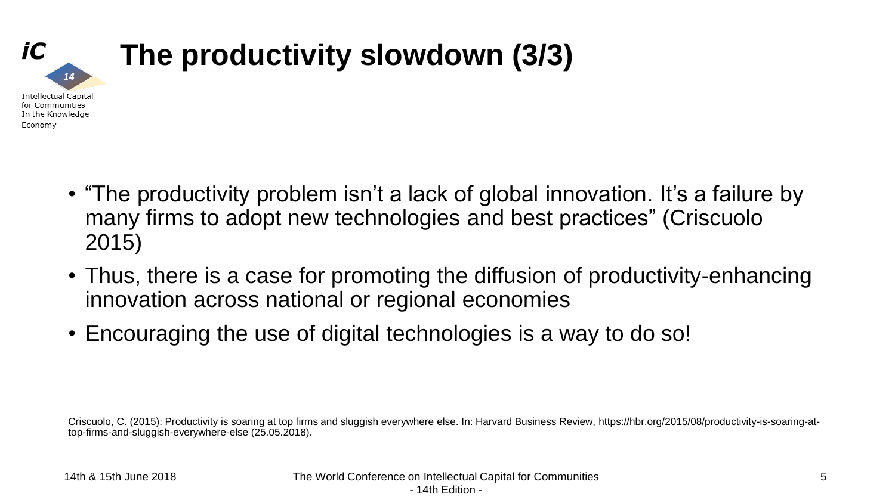# The productivity slowdown (3/3)

- "The productivity problem isn't a lack of global innovation. It's a failure by many firms to adopt new technologies and best practices" (Criscuolo 2015)
- Thus, there is a case for promoting the diffusion of productivity-enhancing innovation across national or regional economies
- Encouraging the use of digital technologies is a way to do so!

Criscuolo, C. (2015): Productivity is soaring at top firms and sluggish everywhere else. In: Harvard Business Review, https://hbr.org/2015/08/productivity-is-soaring-at-top-firms-and-sluggish-everywhere-else (25.05.2018).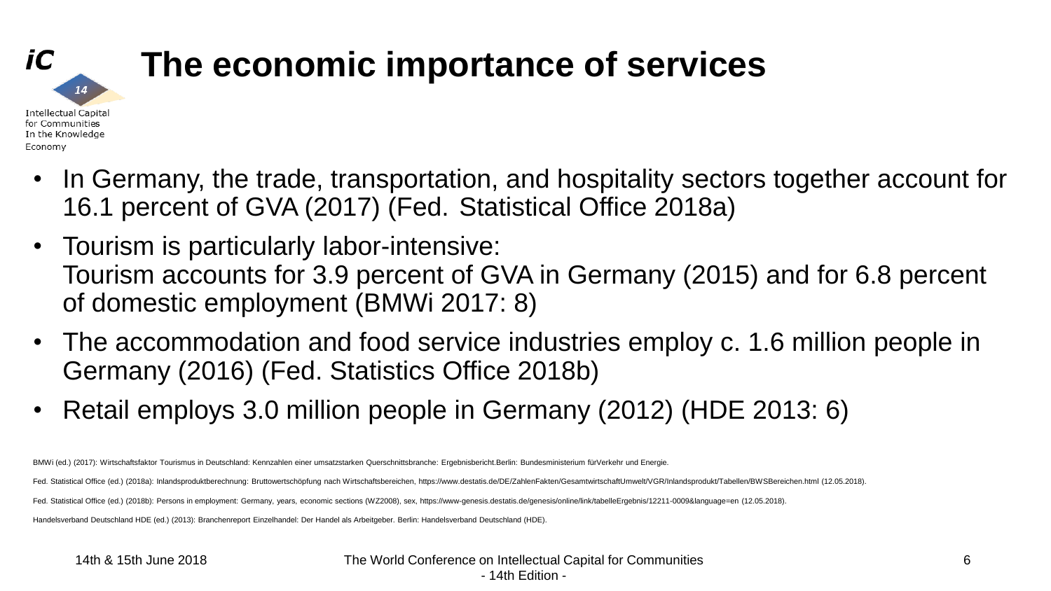# The economic importance of services

- In Germany, the trade, transportation, and hospitality sectors together account for 16.1 percent of GVA (2017) (Fed. Statistical Office 2018a)
- Tourism is particularly labor-intensive:
  Tourism accounts for 3.9 percent of GVA in Germany (2015) and for 6.8 percent of domestic employment (BMWi 2017: 8)
- The accommodation and food service industries employ c. 1.6 million people in Germany (2016) (Fed. Statistics Office 2018b)
- Retail employs 3.0 million people in Germany (2012) (HDE 2013: 6)

BMWi (ed.) (2017): Wirtschaftsfaktor Tourismus in Deutschland: Kennzahlen einer umsatzstarken Querschnittsbranche: Ergebnisbericht.Berlin: Bundesministerium fürVerkehr und Energie.

Fed. Statistical Office (ed.) (2018a): Inlandsproduktberechnung: Bruttowertschöpfung nach Wirtschaftsbereichen, https://www.destatis.de/DE/ZahlenFakten/GesamtwirtschaftUmwelt/VGR/Inlandsprodukt/Tabellen/BWSBereichen.html (12.05.2018).

Fed. Statistical Office (ed.) (2018b): Persons in employment: Germany, years, economic sections (WZ2008), sex, https://www-genesis.destatis.de/genesis/online/link/tabelleErgebnis/12211-0009&language=en (12.05.2018).

Handelsverband Deutschland HDE (ed.) (2013): Branchenreport Einzelhandel: Der Handel als Arbeitgeber. Berlin: Handelsverband Deutschland (HDE).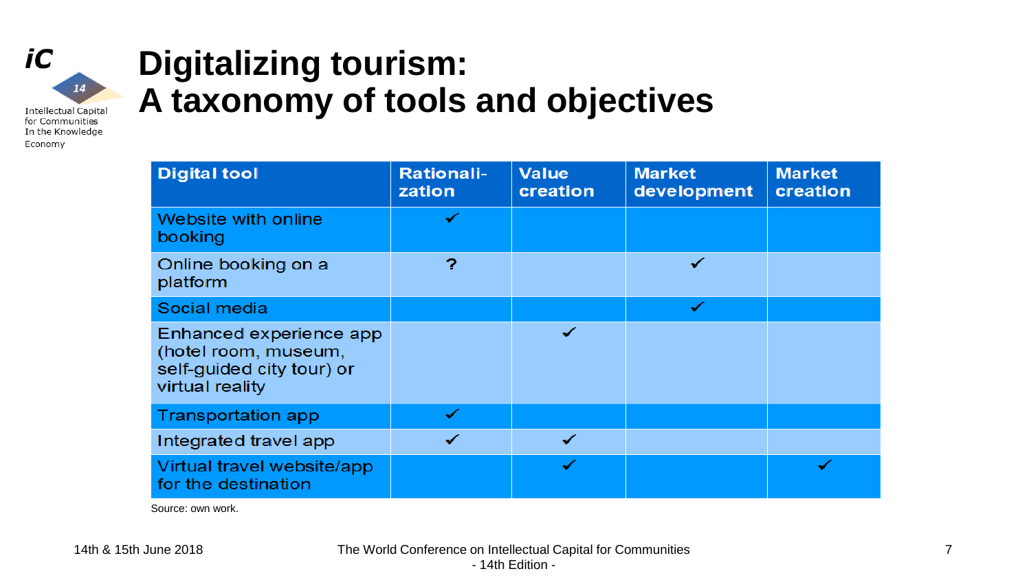# Digitalizing tourism: A taxonomy of tools and objectives

| Digital tool | Rationali-zation | Value creation | Market development | Market creation |
|---|---|---|---|---|
| Website with online booking | ✓ | | | |
| Online booking on a platform | ? | | ✓ | |
| Social media | | | ✓ | |
| Enhanced experience app (hotel room, museum, self-guided city tour) or virtual reality | | ✓ | | |
| Transportation app | ✓ | | | |
| Integrated travel app | ✓ | ✓ | | |
| Virtual travel website/app for the destination | | ✓ | | ✓ |

Source: own work.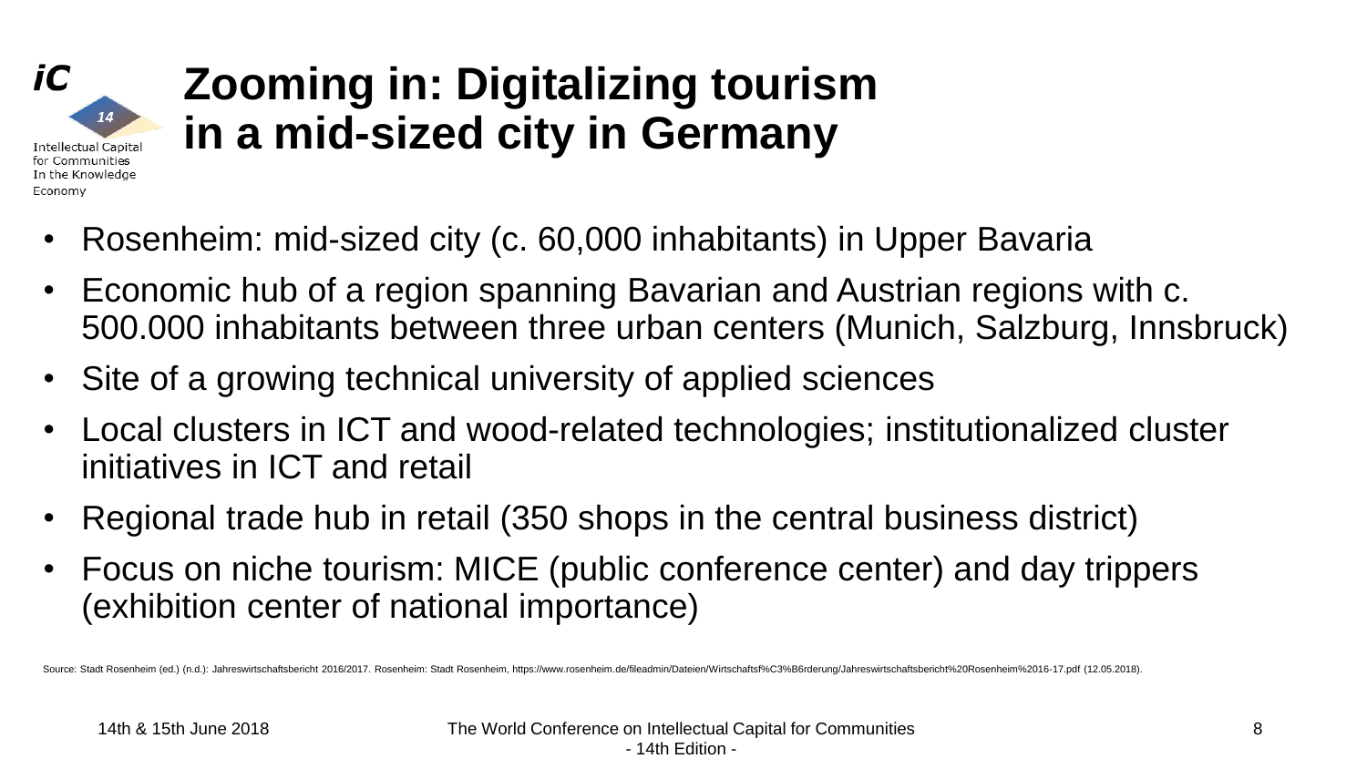# Zooming in: Digitalizing tourism in a mid-sized city in Germany

- Rosenheim: mid-sized city (c. 60,000 inhabitants) in Upper Bavaria
- Economic hub of a region spanning Bavarian and Austrian regions with c. 500.000 inhabitants between three urban centers (Munich, Salzburg, Innsbruck)
- Site of a growing technical university of applied sciences
- Local clusters in ICT and wood-related technologies; institutionalized cluster initiatives in ICT and retail
- Regional trade hub in retail (350 shops in the central business district)
- Focus on niche tourism: MICE (public conference center) and day trippers (exhibition center of national importance)

Source: Stadt Rosenheim (ed.) (n.d.): Jahreswirtschaftsbericht 2016/2017. Rosenheim: Stadt Rosenheim, https://www.rosenheim.de/fileadmin/Dateien/Wirtschaftsf%C3%B6rderung/Jahreswirtschaftsbericht%20Rosenheim%2016-17.pdf (12.05.2018).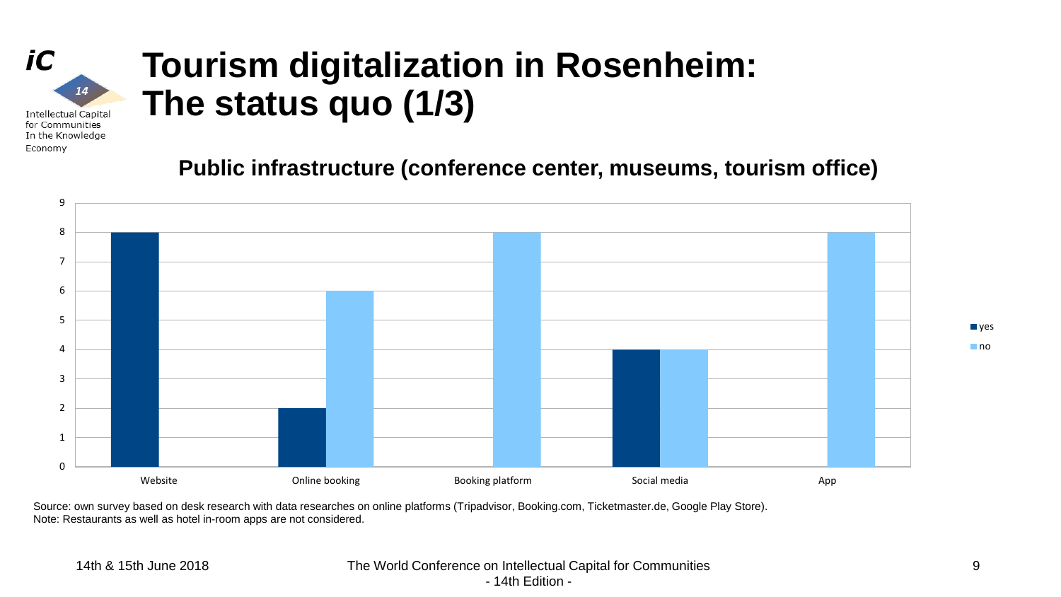# Tourism digitalization in Rosenheim: The status quo (1/3)

## Public infrastructure (conference center, museums, tourism office)

| | yes | no |
|---|---|---|
| Website | 8 | 0 |
| Online booking | 2 | 6 |
| Booking platform | 0 | 8 |
| Social media | 4 | 4 |
| App | 0 | 8 |

Source: own survey based on desk research with data researches on online platforms (Tripadvisor, Booking.com, Ticketmaster.de, Google Play Store).
Note: Restaurants as well as hotel in-room apps are not considered.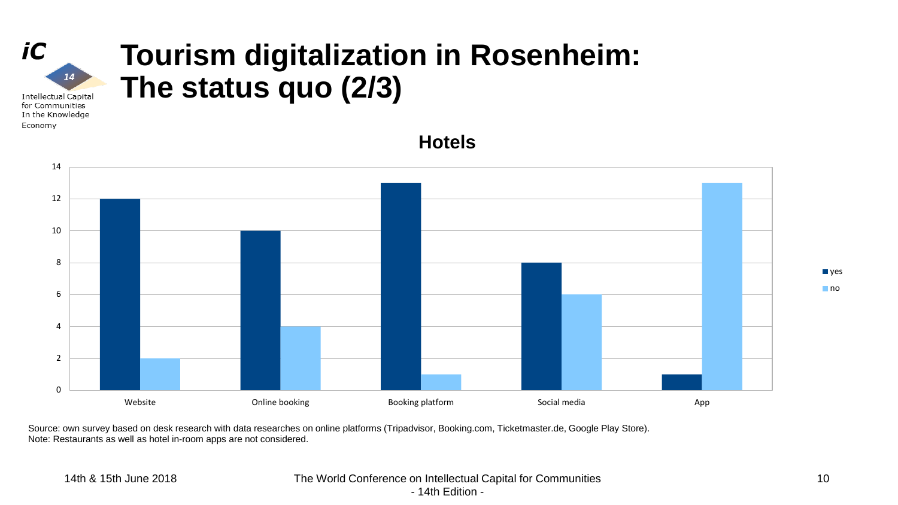# Tourism digitalization in Rosenheim: The status quo (2/3)

## Hotels

| | yes | no |
|---|---|---|
| Website | 12 | 2 |
| Online booking | 10 | 4 |
| Booking platform | 13 | 1 |
| Social media | 8 | 6 |
| App | 1 | 13 |

Source: own survey based on desk research with data researches on online platforms (Tripadvisor, Booking.com, Ticketmaster.de, Google Play Store).
Note: Restaurants as well as hotel in-room apps are not considered.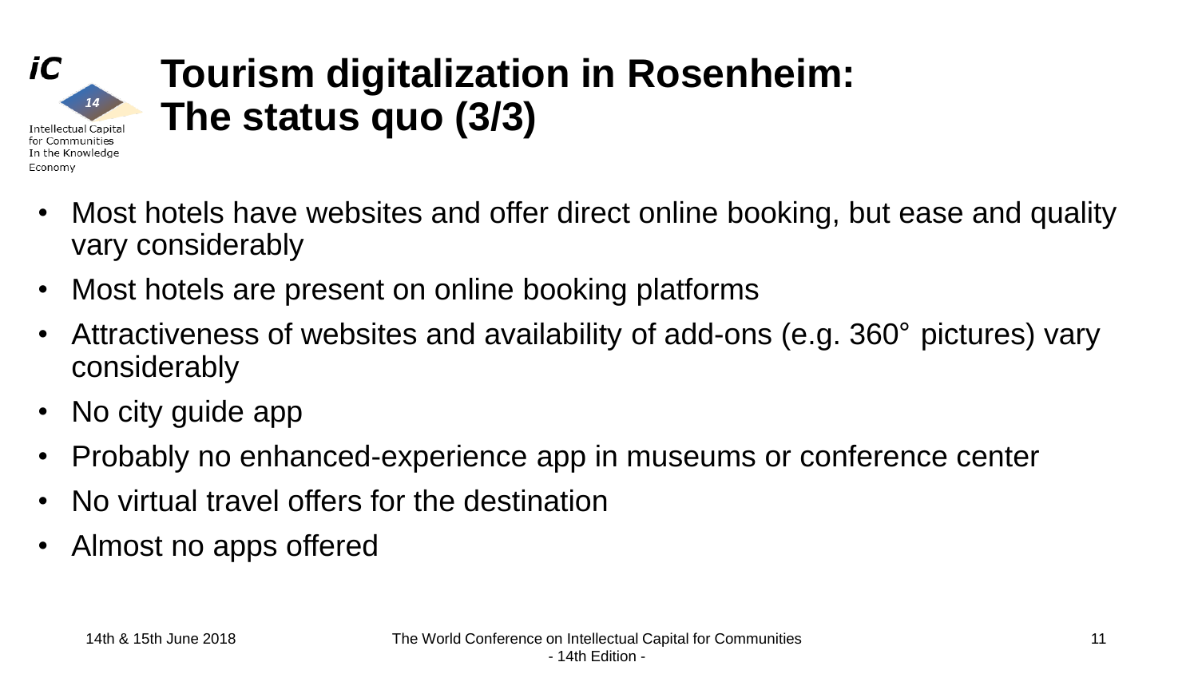# Tourism digitalization in Rosenheim: The status quo (3/3)

- Most hotels have websites and offer direct online booking, but ease and quality vary considerably
- Most hotels are present on online booking platforms
- Attractiveness of websites and availability of add-ons (e.g. 360° pictures) vary considerably
- No city guide app
- Probably no enhanced-experience app in museums or conference center
- No virtual travel offers for the destination
- Almost no apps offered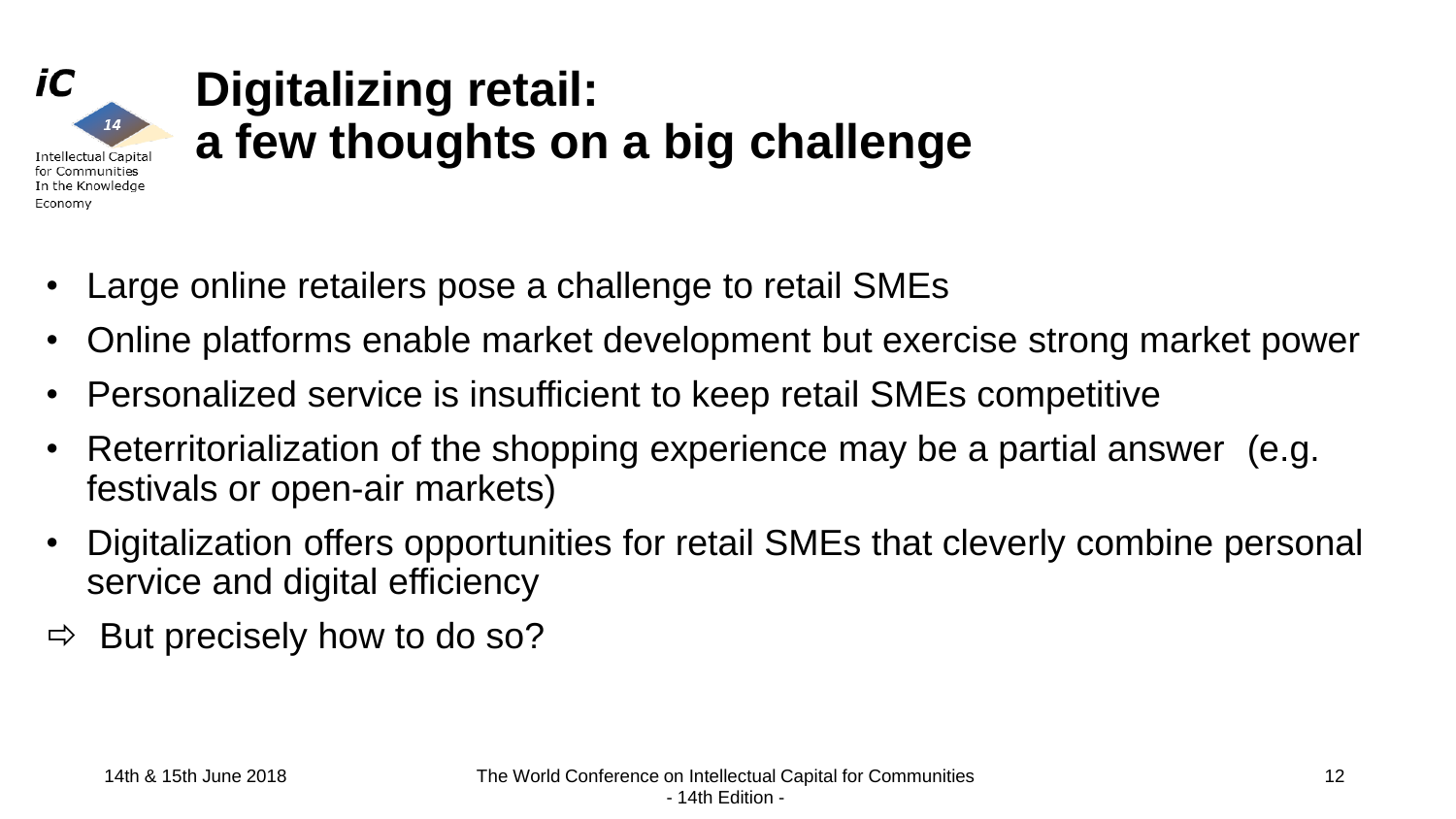# Digitalizing retail: a few thoughts on a big challenge

- Large online retailers pose a challenge to retail SMEs
- Online platforms enable market development but exercise strong market power
- Personalized service is insufficient to keep retail SMEs competitive
- Reterritorialization of the shopping experience may be a partial answer (e.g. festivals or open-air markets)
- Digitalization offers opportunities for retail SMEs that cleverly combine personal service and digital efficiency

⇨ But precisely how to do so?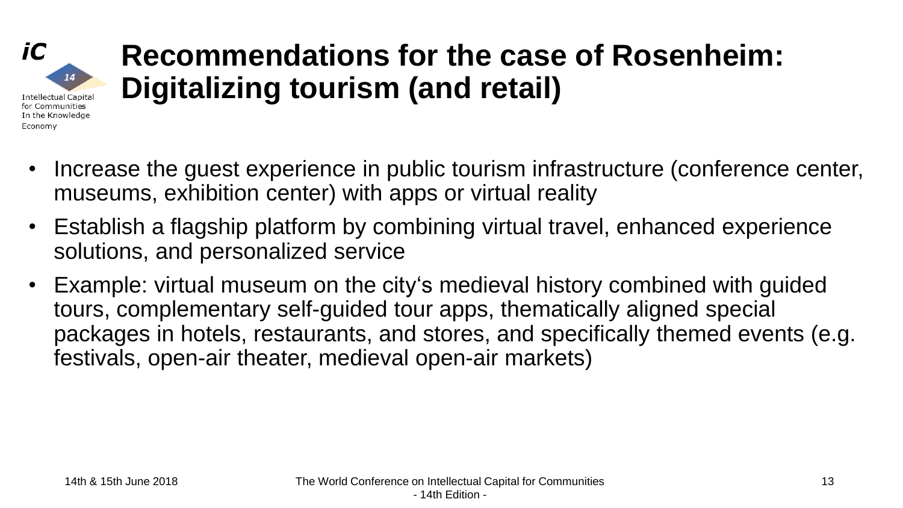# Recommendations for the case of Rosenheim: Digitalizing tourism (and retail)

- Increase the guest experience in public tourism infrastructure (conference center, museums, exhibition center) with apps or virtual reality
- Establish a flagship platform by combining virtual travel, enhanced experience solutions, and personalized service
- Example: virtual museum on the city‘s medieval history combined with guided tours, complementary self-guided tour apps, thematically aligned special packages in hotels, restaurants, and stores, and specifically themed events (e.g. festivals, open-air theater, medieval open-air markets)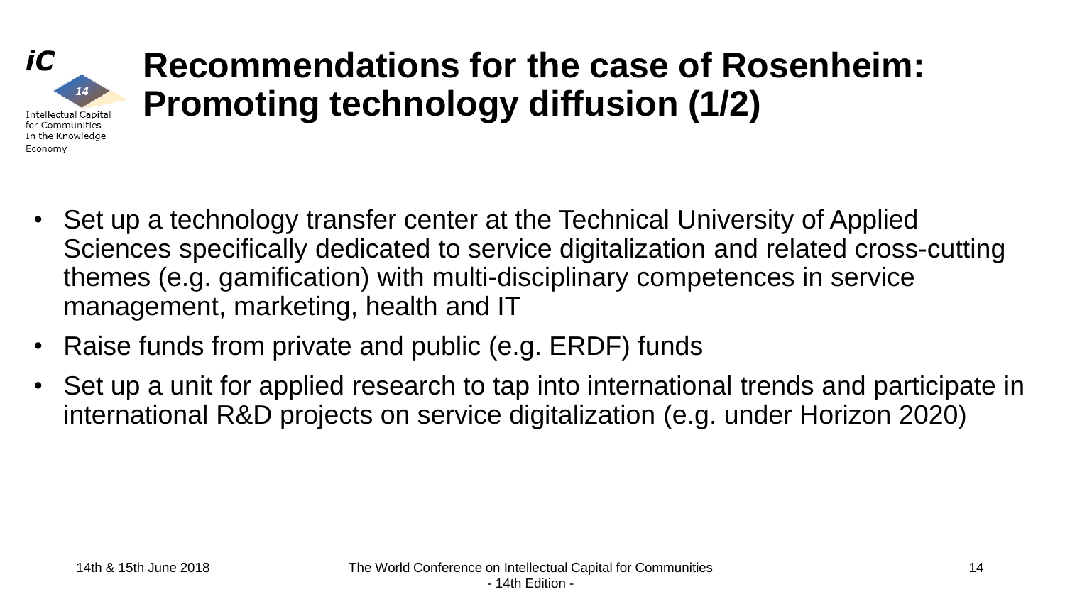# Recommendations for the case of Rosenheim: Promoting technology diffusion (1/2)

- Set up a technology transfer center at the Technical University of Applied Sciences specifically dedicated to service digitalization and related cross-cutting themes (e.g. gamification) with multi-disciplinary competences in service management, marketing, health and IT
- Raise funds from private and public (e.g. ERDF) funds
- Set up a unit for applied research to tap into international trends and participate in international R&D projects on service digitalization (e.g. under Horizon 2020)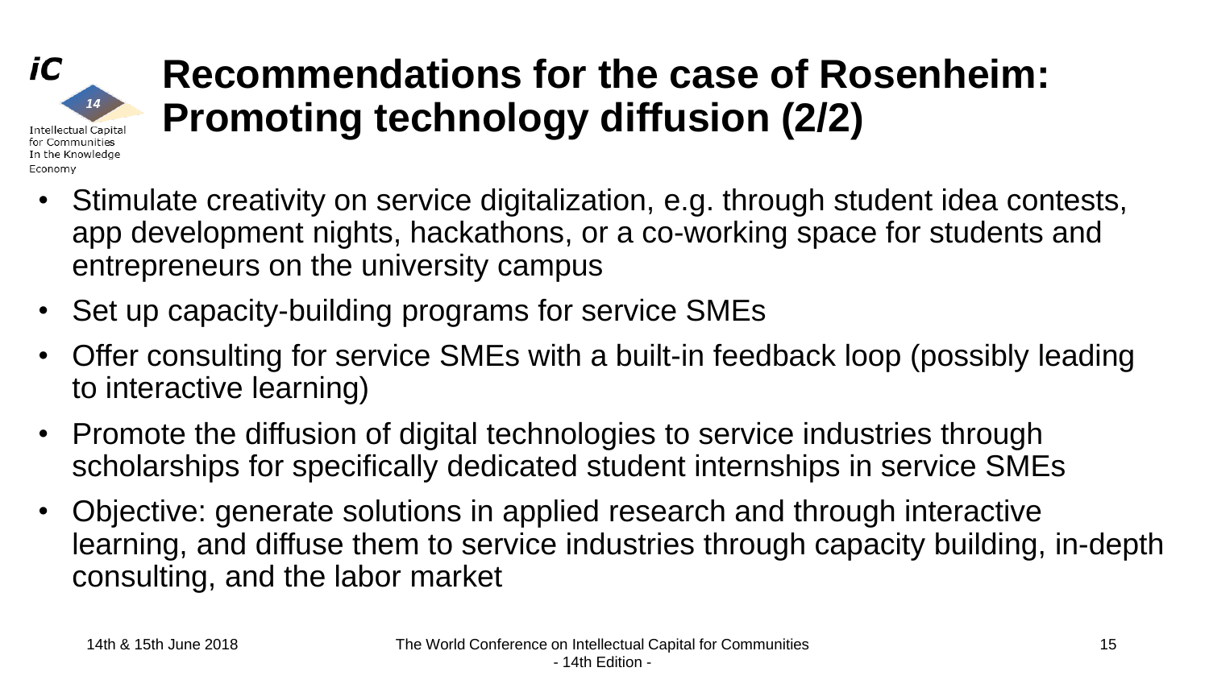# Recommendations for the case of Rosenheim: Promoting technology diffusion (2/2)

- Stimulate creativity on service digitalization, e.g. through student idea contests, app development nights, hackathons, or a co-working space for students and entrepreneurs on the university campus
- Set up capacity-building programs for service SMEs
- Offer consulting for service SMEs with a built-in feedback loop (possibly leading to interactive learning)
- Promote the diffusion of digital technologies to service industries through scholarships for specifically dedicated student internships in service SMEs
- Objective: generate solutions in applied research and through interactive learning, and diffuse them to service industries through capacity building, in-depth consulting, and the labor market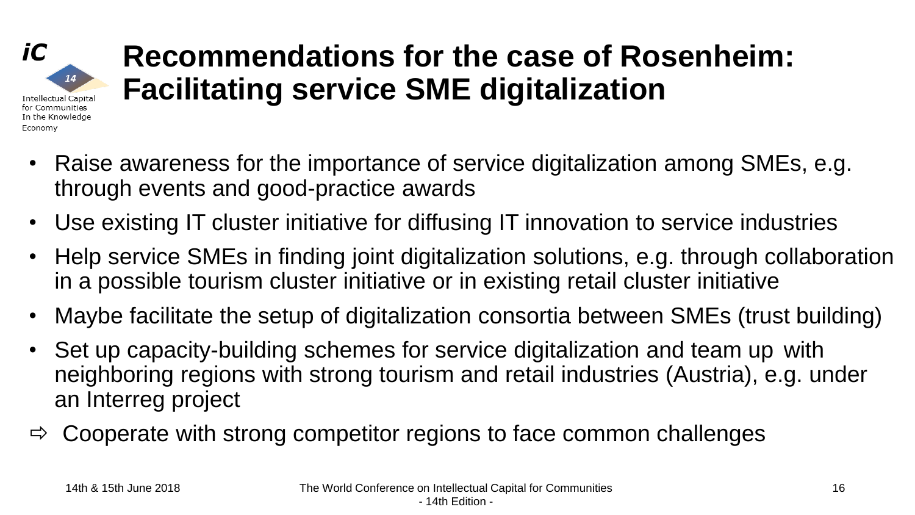# Recommendations for the case of Rosenheim: Facilitating service SME digitalization

- Raise awareness for the importance of service digitalization among SMEs, e.g. through events and good-practice awards
- Use existing IT cluster initiative for diffusing IT innovation to service industries
- Help service SMEs in finding joint digitalization solutions, e.g. through collaboration in a possible tourism cluster initiative or in existing retail cluster initiative
- Maybe facilitate the setup of digitalization consortia between SMEs (trust building)
- Set up capacity-building schemes for service digitalization and team up with neighboring regions with strong tourism and retail industries (Austria), e.g. under an Interreg project

⇨ Cooperate with strong competitor regions to face common challenges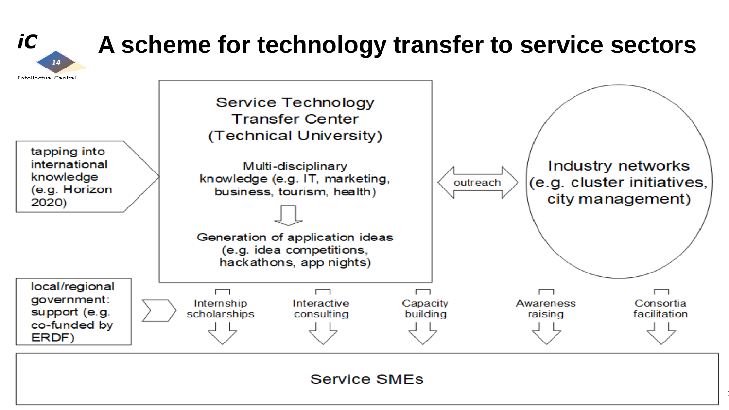# A scheme for technology transfer to service sectors

tapping into international knowledge (e.g. Horizon 2020)

**Service Technology Transfer Center (Technical University)**

Multi-disciplinary knowledge (e.g. IT, marketing, business, tourism, health)

Generation of application ideas (e.g. idea competitions, hackathons, app nights)

outreach

**Industry networks (e.g. cluster initiatives, city management)**

local/regional government: support (e.g. co-funded by ERDF)

- Internship scholarships
- Interactive consulting
- Capacity building
- Awareness raising
- Consortia facilitation

**Service SMEs**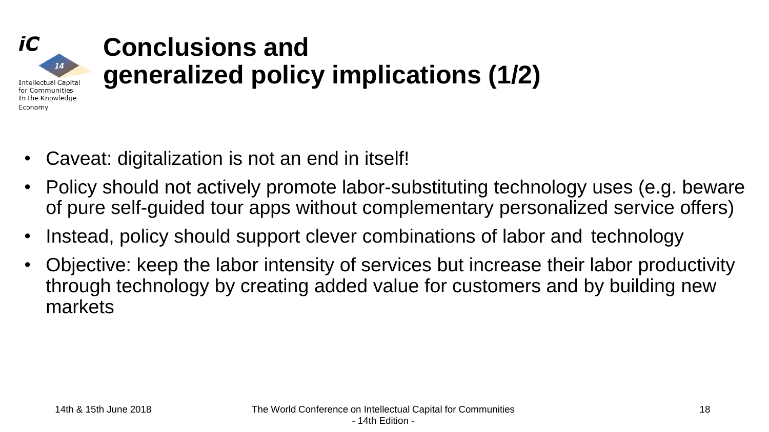# Conclusions and generalized policy implications (1/2)

- Caveat: digitalization is not an end in itself!
- Policy should not actively promote labor-substituting technology uses (e.g. beware of pure self-guided tour apps without complementary personalized service offers)
- Instead, policy should support clever combinations of labor and technology
- Objective: keep the labor intensity of services but increase their labor productivity through technology by creating added value for customers and by building new markets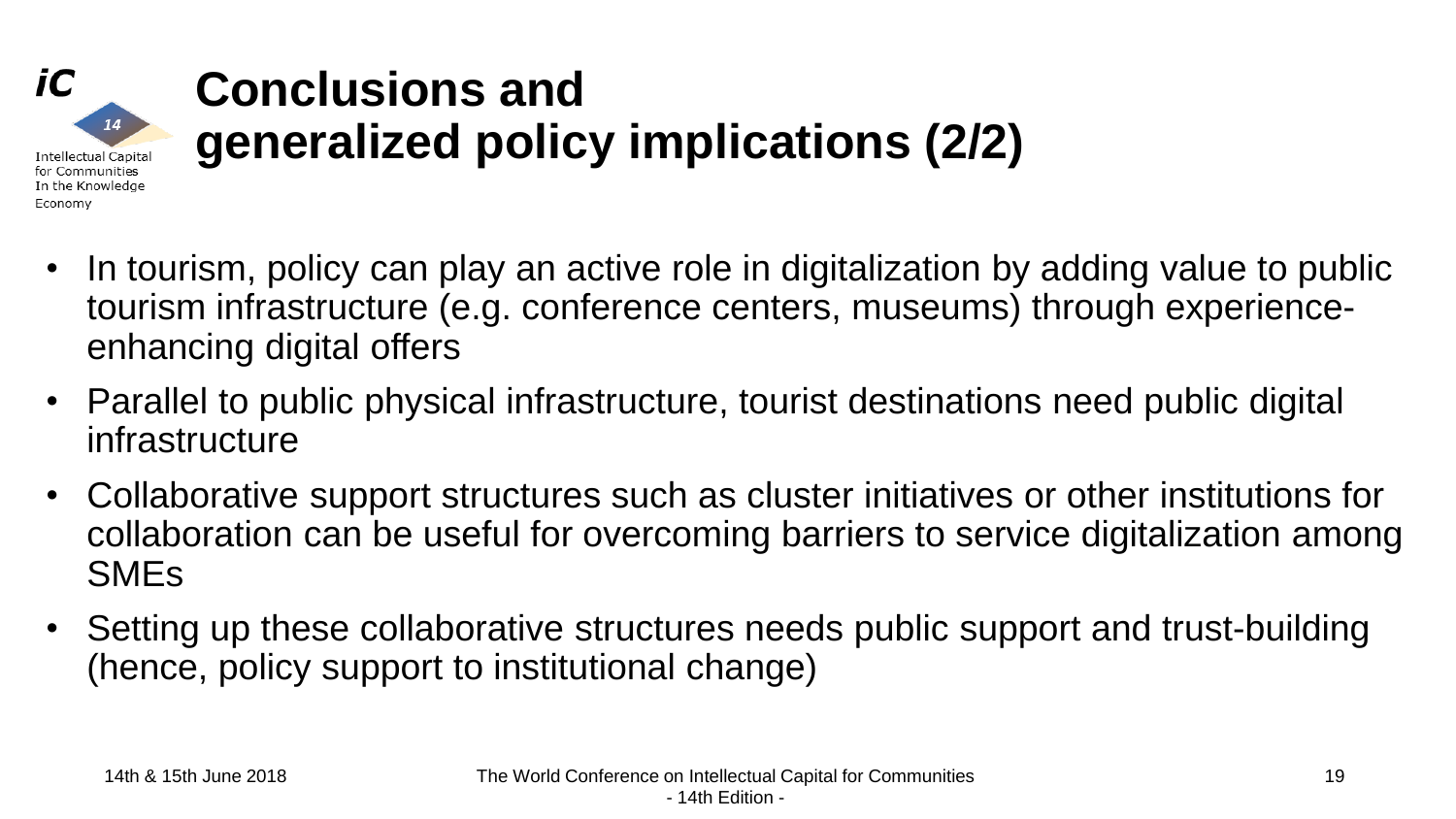# Conclusions and generalized policy implications (2/2)

- In tourism, policy can play an active role in digitalization by adding value to public tourism infrastructure (e.g. conference centers, museums) through experience-enhancing digital offers
- Parallel to public physical infrastructure, tourist destinations need public digital infrastructure
- Collaborative support structures such as cluster initiatives or other institutions for collaboration can be useful for overcoming barriers to service digitalization among SMEs
- Setting up these collaborative structures needs public support and trust-building (hence, policy support to institutional change)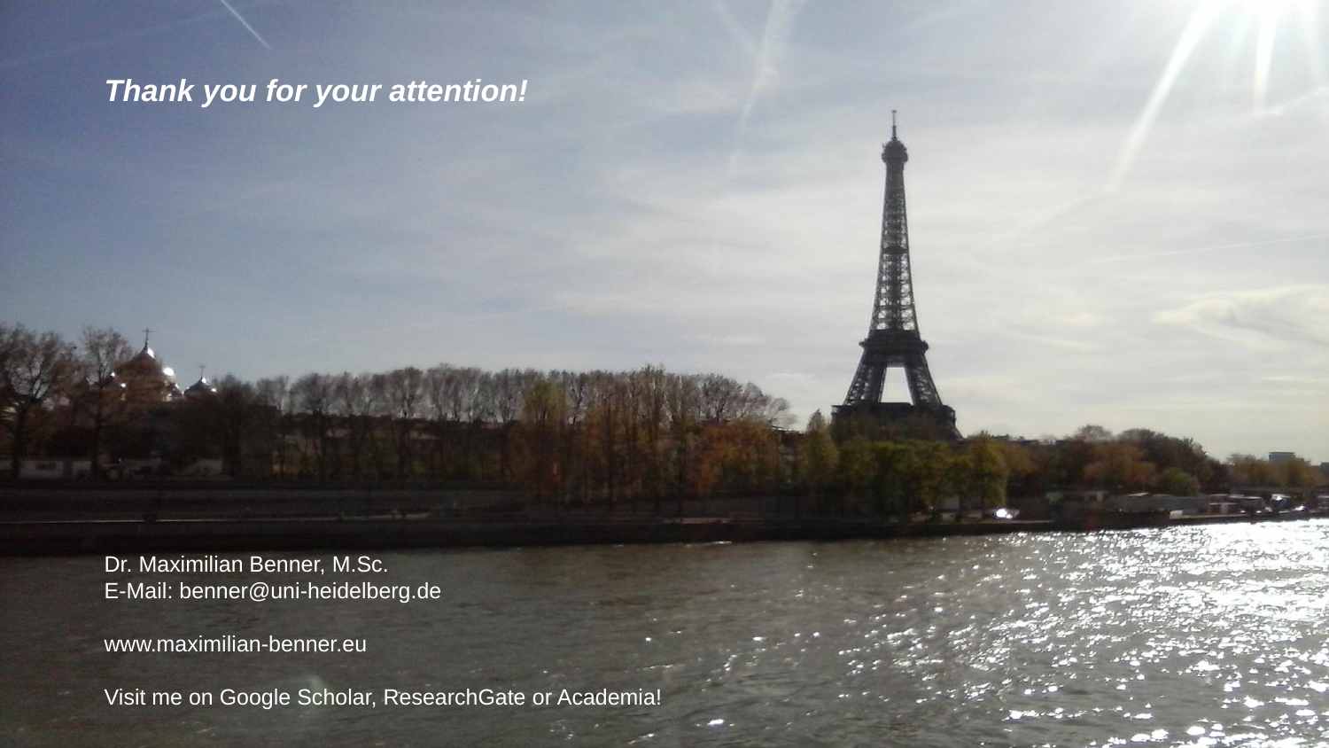***Thank you for your attention!***

Dr. Maximilian Benner, M.Sc.
E-Mail: benner@uni-heidelberg.de

www.maximilian-benner.eu

Visit me on Google Scholar, ResearchGate or Academia!